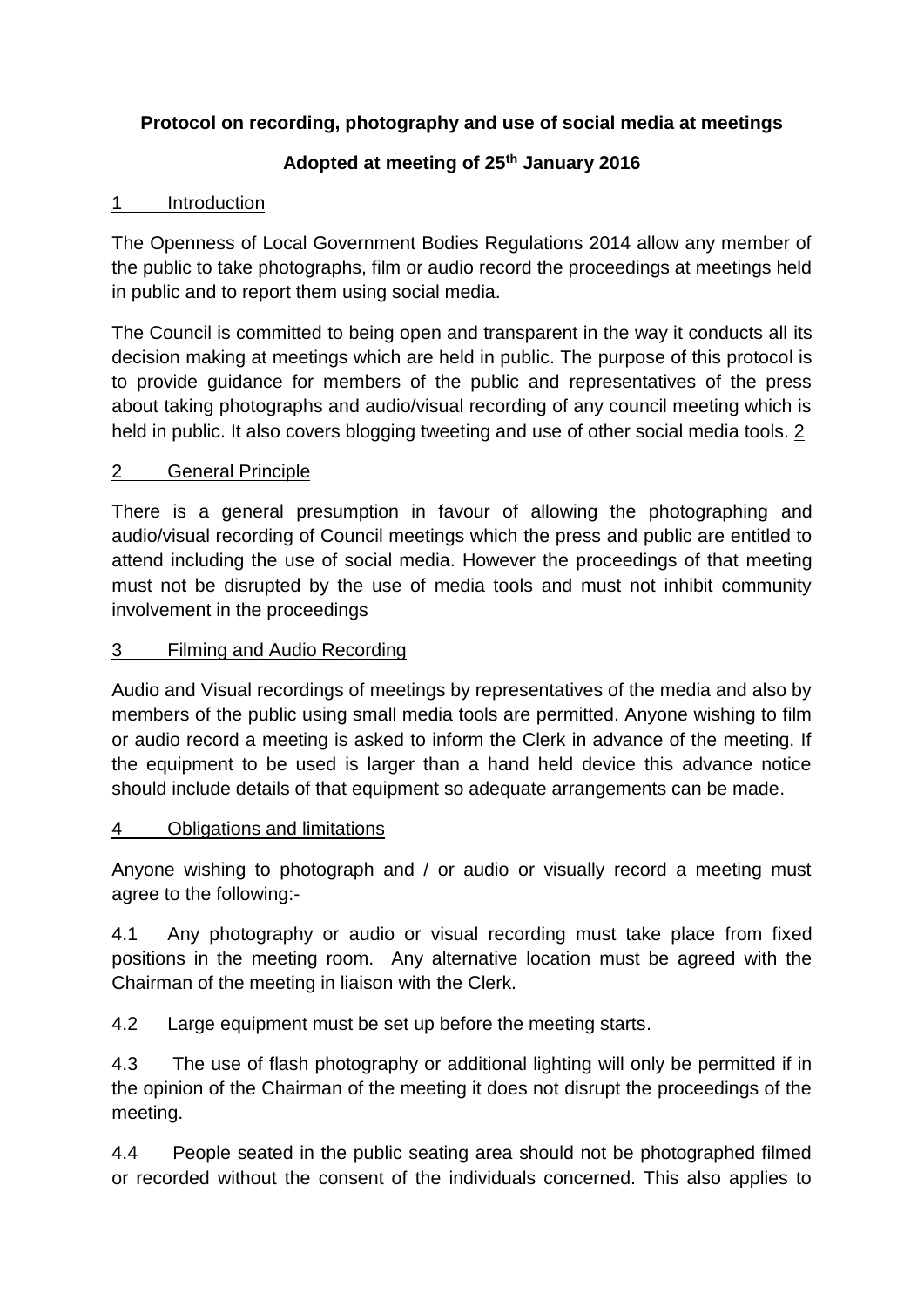**Protocol on recording, photography and use of social media at meetings**

**Adopted at meeting of 25th January 2016**

## 1 Introduction

The Openness of Local Government Bodies Regulations 2014 allow any member of the public to take photographs, film or audio record the proceedings at meetings held in public and to report them using social media.

The Council is committed to being open and transparent in the way it conducts all its decision making at meetings which are held in public. The purpose of this protocol is to provide guidance for members of the public and representatives of the press about taking photographs and audio/visual recording of any council meeting which is held in public. It also covers blogging tweeting and use of other social media tools. 2

## 2 General Principle

There is a general presumption in favour of allowing the photographing and audio/visual recording of Council meetings which the press and public are entitled to attend including the use of social media. However the proceedings of that meeting must not be disrupted by the use of media tools and must not inhibit community involvement in the proceedings

## 3 Filming and Audio Recording

Audio and Visual recordings of meetings by representatives of the media and also by members of the public using small media tools are permitted. Anyone wishing to film or audio record a meeting is asked to inform the Clerk in advance of the meeting. If the equipment to be used is larger than a hand held device this advance notice should include details of that equipment so adequate arrangements can be made.

## 4 Obligations and limitations

Anyone wishing to photograph and / or audio or visually record a meeting must agree to the following:-

4.1 Any photography or audio or visual recording must take place from fixed positions in the meeting room. Any alternative location must be agreed with the Chairman of the meeting in liaison with the Clerk.

4.2 Large equipment must be set up before the meeting starts.

4.3 The use of flash photography or additional lighting will only be permitted if in the opinion of the Chairman of the meeting it does not disrupt the proceedings of the meeting.

4.4 People seated in the public seating area should not be photographed filmed or recorded without the consent of the individuals concerned. This also applies to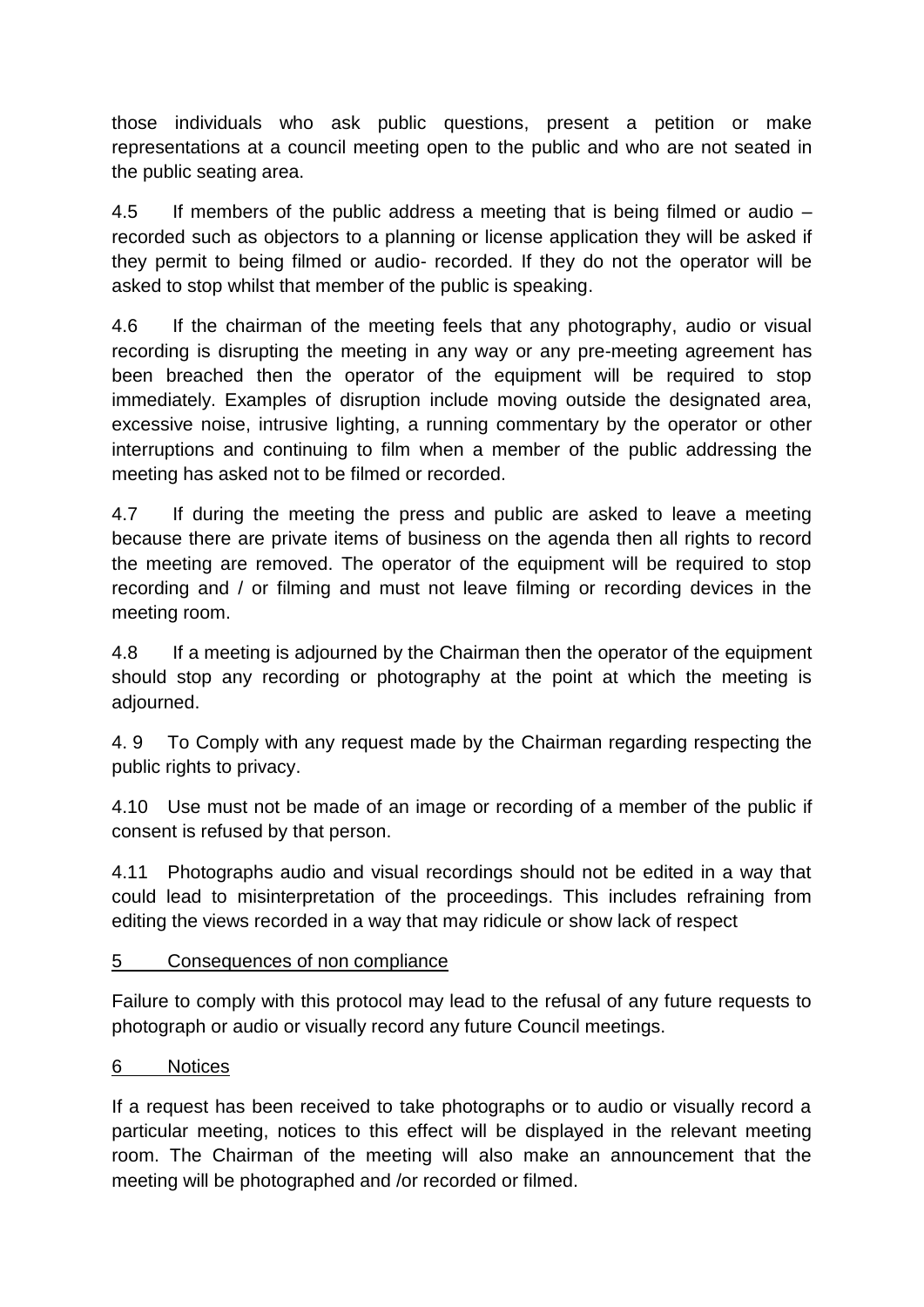those individuals who ask public questions, present a petition or make representations at a council meeting open to the public and who are not seated in the public seating area.

4.5 If members of the public address a meeting that is being filmed or audio – recorded such as objectors to a planning or license application they will be asked if they permit to being filmed or audio- recorded. If they do not the operator will be asked to stop whilst that member of the public is speaking.

4.6 If the chairman of the meeting feels that any photography, audio or visual recording is disrupting the meeting in any way or any pre-meeting agreement has been breached then the operator of the equipment will be required to stop immediately. Examples of disruption include moving outside the designated area, excessive noise, intrusive lighting, a running commentary by the operator or other interruptions and continuing to film when a member of the public addressing the meeting has asked not to be filmed or recorded.

4.7 If during the meeting the press and public are asked to leave a meeting because there are private items of business on the agenda then all rights to record the meeting are removed. The operator of the equipment will be required to stop recording and / or filming and must not leave filming or recording devices in the meeting room.

4.8 If a meeting is adjourned by the Chairman then the operator of the equipment should stop any recording or photography at the point at which the meeting is adjourned.

4. 9 To Comply with any request made by the Chairman regarding respecting the public rights to privacy.

4.10 Use must not be made of an image or recording of a member of the public if consent is refused by that person.

4.11 Photographs audio and visual recordings should not be edited in a way that could lead to misinterpretation of the proceedings. This includes refraining from editing the views recorded in a way that may ridicule or show lack of respect

## 5 Consequences of non compliance

Failure to comply with this protocol may lead to the refusal of any future requests to photograph or audio or visually record any future Council meetings.

## 6 Notices

If a request has been received to take photographs or to audio or visually record a particular meeting, notices to this effect will be displayed in the relevant meeting room. The Chairman of the meeting will also make an announcement that the meeting will be photographed and /or recorded or filmed.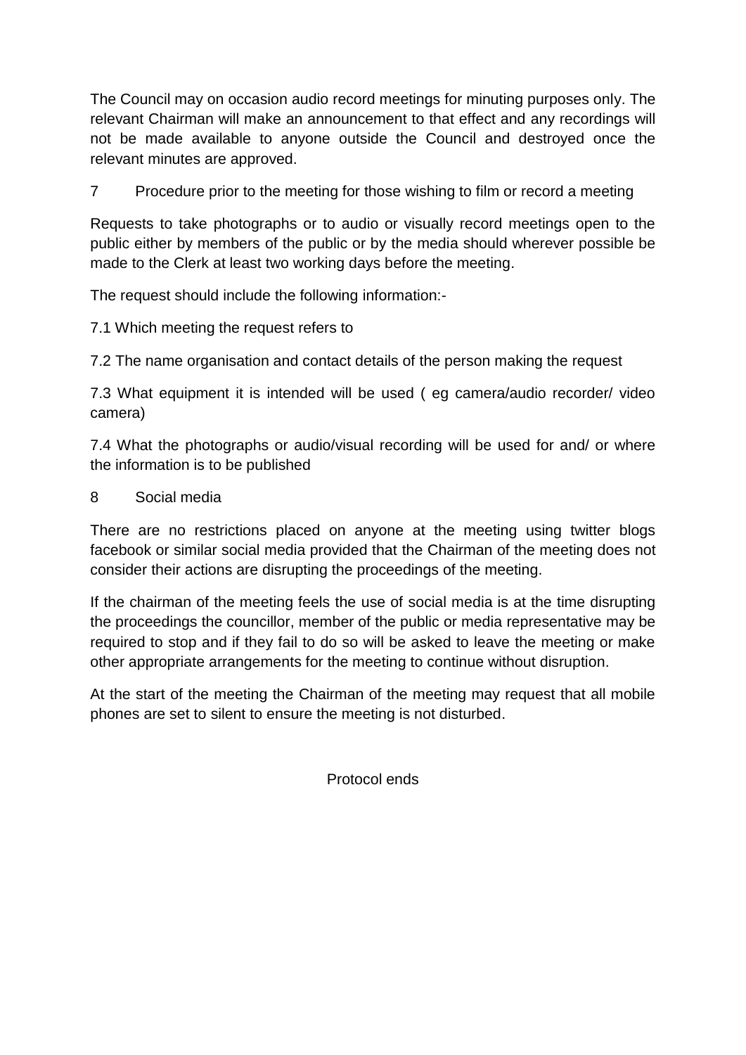The Council may on occasion audio record meetings for minuting purposes only. The relevant Chairman will make an announcement to that effect and any recordings will not be made available to anyone outside the Council and destroyed once the relevant minutes are approved.

## 7 Procedure prior to the meeting for those wishing to film or record a meeting

Requests to take photographs or to audio or visually record meetings open to the public either by members of the public or by the media should wherever possible be made to the Clerk at least two working days before the meeting.

The request should include the following information:-

7.1 Which meeting the request refers to

7.2 The name organisation and contact details of the person making the request

7.3 What equipment it is intended will be used ( eg camera/audio recorder/ video camera)

7.4 What the photographs or audio/visual recording will be used for and/ or where the information is to be published

## 8 Social media

There are no restrictions placed on anyone at the meeting using twitter blogs facebook or similar social media provided that the Chairman of the meeting does not consider their actions are disrupting the proceedings of the meeting.

If the chairman of the meeting feels the use of social media is at the time disrupting the proceedings the councillor, member of the public or media representative may be required to stop and if they fail to do so will be asked to leave the meeting or make other appropriate arrangements for the meeting to continue without disruption.

At the start of the meeting the Chairman of the meeting may request that all mobile phones are set to silent to ensure the meeting is not disturbed.

Protocol ends